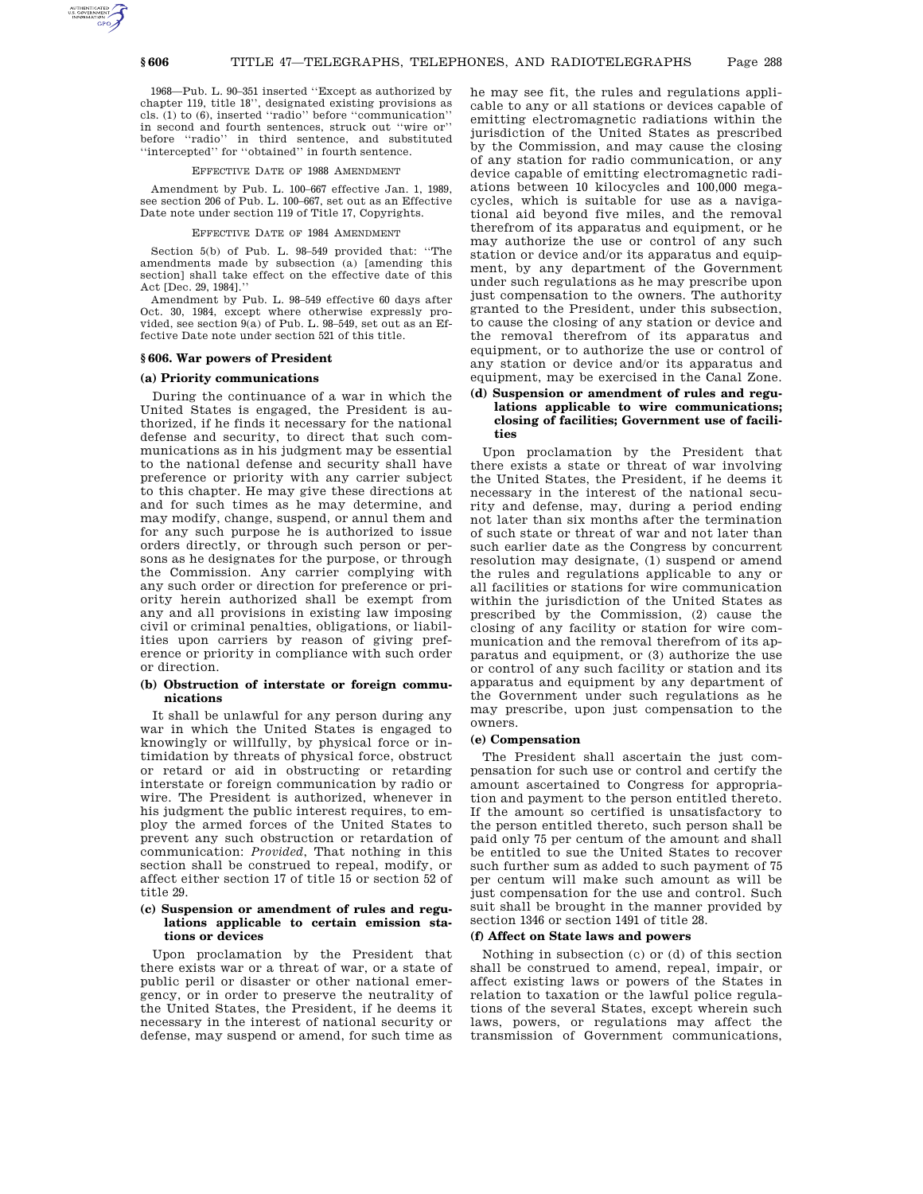1968—Pub. L. 90–351 inserted ''Except as authorized by chapter 119, title 18'', designated existing provisions as cls. (1) to (6), inserted ''radio'' before ''communication'' in second and fourth sentences, struck out ''wire or'' before ''radio'' in third sentence, and substituted ''intercepted'' for ''obtained'' in fourth sentence.

EFFECTIVE DATE OF 1988 AMENDMENT

Amendment by Pub. L. 100–667 effective Jan. 1, 1989, see section 206 of Pub. L. 100–667, set out as an Effective Date note under section 119 of Title 17, Copyrights.

EFFECTIVE DATE OF 1984 AMENDMENT

Section 5(b) of Pub. L. 98–549 provided that: ''The amendments made by subsection (a) [amending this section] shall take effect on the effective date of this Act [Dec. 29, 1984].''

Amendment by Pub. L. 98–549 effective 60 days after Oct. 30, 1984, except where otherwise expressly provided, see section 9(a) of Pub. L. 98–549, set out as an Effective Date note under section 521 of this title.

## § 606. War powers of President

### (a) Priority communications

During the continuance of a war in which the United States is engaged, the President is authorized, if he finds it necessary for the national defense and security, to direct that such communications as in his judgment may be essential to the national defense and security shall have preference or priority with any carrier subject to this chapter. He may give these directions at and for such times as he may determine, and may modify, change, suspend, or annul them and for any such purpose he is authorized to issue orders directly, or through such person or persons as he designates for the purpose, or through the Commission. Any carrier complying with any such order or direction for preference or priority herein authorized shall be exempt from any and all provisions in existing law imposing civil or criminal penalties, obligations, or liabilities upon carriers by reason of giving preference or priority in compliance with such order or direction.

### (b) Obstruction of interstate or foreign communications

It shall be unlawful for any person during any war in which the United States is engaged to knowingly or willfully, by physical force or intimidation by threats of physical force, obstruct or retard or aid in obstructing or retarding interstate or foreign communication by radio or wire. The President is authorized, whenever in his judgment the public interest requires, to employ the armed forces of the United States to prevent any such obstruction or retardation of communication: *Provided*, That nothing in this section shall be construed to repeal, modify, or affect either section 17 of title 15 or section 52 of title 29.

### (c) Suspension or amendment of rules and regulations applicable to certain emission stations or devices

Upon proclamation by the President that there exists war or a threat of war, or a state of public peril or disaster or other national emergency, or in order to preserve the neutrality of the United States, the President, if he deems it necessary in the interest of national security or defense, may suspend or amend, for such time as he may see fit, the rules and regulations applicable to any or all stations or devices capable of emitting electromagnetic radiations within the jurisdiction of the United States as prescribed by the Commission, and may cause the closing of any station for radio communication, or any device capable of emitting electromagnetic radiations between 10 kilocycles and 100,000 megacycles, which is suitable for use as a navigational aid beyond five miles, and the removal therefrom of its apparatus and equipment, or he may authorize the use or control of any such station or device and/or its apparatus and equipment, by any department of the Government under such regulations as he may prescribe upon just compensation to the owners. The authority granted to the President, under this subsection, to cause the closing of any station or device and the removal therefrom of its apparatus and equipment, or to authorize the use or control of any station or device and/or its apparatus and equipment, may be exercised in the Canal Zone.

### (d) Suspension or amendment of rules and regulations applicable to wire communications; closing of facilities; Government use of facilities

Upon proclamation by the President that there exists a state or threat of war involving the United States, the President, if he deems it necessary in the interest of the national security and defense, may, during a period ending not later than six months after the termination of such state or threat of war and not later than such earlier date as the Congress by concurrent resolution may designate, (1) suspend or amend the rules and regulations applicable to any or all facilities or stations for wire communication within the jurisdiction of the United States as prescribed by the Commission, (2) cause the closing of any facility or station for wire communication and the removal therefrom of its apparatus and equipment, or (3) authorize the use or control of any such facility or station and its apparatus and equipment by any department of the Government under such regulations as he may prescribe, upon just compensation to the owners.

### (e) Compensation

The President shall ascertain the just compensation for such use or control and certify the amount ascertained to Congress for appropriation and payment to the person entitled thereto. If the amount so certified is unsatisfactory to the person entitled thereto, such person shall be paid only 75 per centum of the amount and shall be entitled to sue the United States to recover such further sum as added to such payment of 75 per centum will make such amount as will be just compensation for the use and control. Such suit shall be brought in the manner provided by section 1346 or section 1491 of title 28.

### (f) Affect on State laws and powers

Nothing in subsection (c) or (d) of this section shall be construed to amend, repeal, impair, or affect existing laws or powers of the States in relation to taxation or the lawful police regulations of the several States, except wherein such laws, powers, or regulations may affect the transmission of Government communications,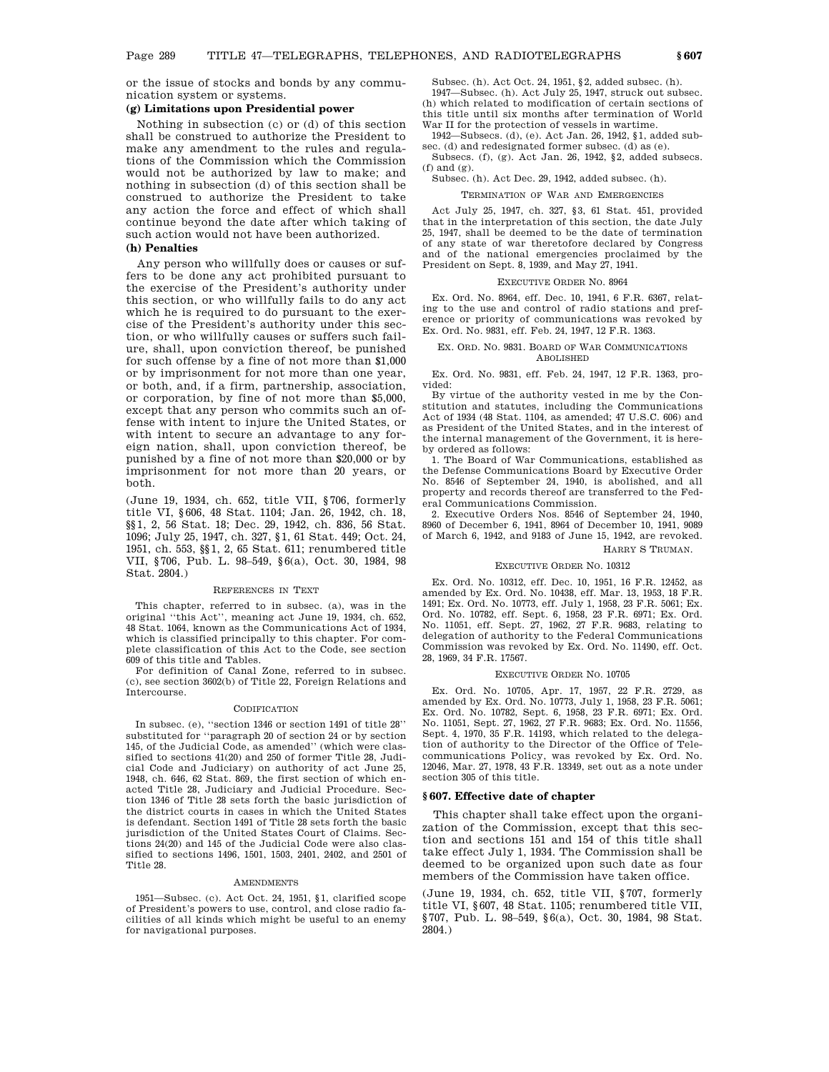or the issue of stocks and bonds by any communication system or systems.

### (g) Limitations upon Presidential power

Nothing in subsection (c) or (d) of this section shall be construed to authorize the President to make any amendment to the rules and regulations of the Commission which the Commission would not be authorized by law to make; and nothing in subsection (d) of this section shall be construed to authorize the President to take any action the force and effect of which shall continue beyond the date after which taking of such action would not have been authorized.

### (h) Penalties

Any person who willfully does or causes or suffers to be done any act prohibited pursuant to the exercise of the President's authority under this section, or who willfully fails to do any act which he is required to do pursuant to the exercise of the President's authority under this section, or who willfully causes or suffers such failure, shall, upon conviction thereof, be punished for such offense by a fine of not more than $1,000 or by imprisonment for not more than one year, or both, and, if a firm, partnership, association, or corporation, by fine of not more than $5,000, except that any person who commits such an offense with intent to injure the United States, or with intent to secure an advantage to any foreign nation, shall, upon conviction thereof, be punished by a fine of not more than $20,000 or by imprisonment for not more than 20 years, or both.

(June 19, 1934, ch. 652, title VII, §706, formerly title VI, §606, 48 Stat. 1104; Jan. 26, 1942, ch. 18, §§1, 2, 56 Stat. 18; Dec. 29, 1942, ch. 836, 56 Stat. 1096; July 25, 1947, ch. 327, §1, 61 Stat. 449; Oct. 24, 1951, ch. 553, §§1, 2, 65 Stat. 611; renumbered title VII, §706, Pub. L. 98–549, §6(a), Oct. 30, 1984, 98 Stat. 2804.)

#### References in Text

This chapter, referred to in subsec. (a), was in the original "this Act", meaning act June 19, 1934, ch. 652, 48 Stat. 1064, known as the Communications Act of 1934, which is classified principally to this chapter. For complete classification of this Act to the Code, see section 609 of this title and Tables.

For definition of Canal Zone, referred to in subsec. (c), see section 3602(b) of Title 22, Foreign Relations and Intercourse.

#### Codification

In subsec. (e), "section 1346 or section 1491 of title 28" substituted for "paragraph 20 of section 24 or by section 145, of the Judicial Code, as amended" (which were classified to sections 41(20) and 250 of former Title 28, Judicial Code and Judiciary) on authority of act June 25, 1948, ch. 646, 62 Stat. 869, the first section of which enacted Title 28, Judiciary and Judicial Procedure. Section 1346 of Title 28 sets forth the basic jurisdiction of the district courts in cases in which the United States is defendant. Section 1491 of Title 28 sets forth the basic jurisdiction of the United States Court of Claims. Sections 24(20) and 145 of the Judicial Code were also classified to sections 1496, 1501, 1503, 2401, 2402, and 2501 of Title 28.

#### Amendments

1951—Subsec. (c). Act Oct. 24, 1951, §1, clarified scope of President's powers to use, control, and close radio facilities of all kinds which might be useful to an enemy for navigational purposes.

Subsec. (h). Act Oct. 24, 1951, §2, added subsec. (h).

1947—Subsec. (h). Act July 25, 1947, struck out subsec. (h) which related to modification of certain sections of this title until six months after termination of World War II for the protection of vessels in wartime.

1942—Subsecs. (d), (e). Act Jan. 26, 1942, §1, added subsec. (d) and redesignated former subsec. (d) as (e).

Subsecs. (f), (g). Act Jan. 26, 1942, §2, added subsecs. (f) and (g).

Subsec. (h). Act Dec. 29, 1942, added subsec. (h).

#### Termination of War and Emergencies

Act July 25, 1947, ch. 327, §3, 61 Stat. 451, provided that in the interpretation of this section, the date July 25, 1947, shall be deemed to be the date of termination of any state of war theretofore declared by Congress and of the national emergencies proclaimed by the President on Sept. 8, 1939, and May 27, 1941.

#### Executive Order No. 8964

Ex. Ord. No. 8964, eff. Dec. 10, 1941, 6 F.R. 6367, relating to the use and control of radio stations and preference or priority of communications was revoked by Ex. Ord. No. 9831, eff. Feb. 24, 1947, 12 F.R. 1363.

#### Ex. Ord. No. 9831. Board of War Communications Abolished

Ex. Ord. No. 9831, eff. Feb. 24, 1947, 12 F.R. 1363, provided:

By virtue of the authority vested in me by the Constitution and statutes, including the Communications Act of 1934 (48 Stat. 1104, as amended; 47 U.S.C. 606) and as President of the United States, and in the interest of the internal management of the Government, it is hereby ordered as follows:

1. The Board of War Communications, established as the Defense Communications Board by Executive Order No. 8546 of September 24, 1940, is abolished, and all property and records thereof are transferred to the Federal Communications Commission.

2. Executive Orders Nos. 8546 of September 24, 1940, 8960 of December 6, 1941, 8964 of December 10, 1941, 9089 of March 6, 1942, and 9183 of June 15, 1942, are revoked.

Harry S Truman.

#### Executive Order No. 10312

Ex. Ord. No. 10312, eff. Dec. 10, 1951, 16 F.R. 12452, as amended by Ex. Ord. No. 10438, eff. Mar. 13, 1953, 18 F.R. 1491; Ex. Ord. No. 10773, eff. July 1, 1958, 23 F.R. 5061; Ex. Ord. No. 10782, eff. Sept. 6, 1958, 23 F.R. 6971; Ex. Ord. No. 11051, eff. Sept. 27, 1962, 27 F.R. 9683, relating to delegation of authority to the Federal Communications Commission was revoked by Ex. Ord. No. 11490, eff. Oct. 28, 1969, 34 F.R. 17567.

#### Executive Order No. 10705

Ex. Ord. No. 10705, Apr. 17, 1957, 22 F.R. 2729, as amended by Ex. Ord. No. 10773, July 1, 1958, 23 F.R. 5061; Ex. Ord. No. 10782, Sept. 6, 1958, 23 F.R. 6971; Ex. Ord. No. 11051, Sept. 27, 1962, 27 F.R. 9683; Ex. Ord. No. 11556, Sept. 4, 1970, 35 F.R. 14193, which related to the delegation of authority to the Director of the Office of Telecommunications Policy, was revoked by Ex. Ord. No. 12046, Mar. 27, 1978, 43 F.R. 13349, set out as a note under section 305 of this title.

## §607. Effective date of chapter

This chapter shall take effect upon the organization of the Commission, except that this section and sections 151 and 154 of this title shall take effect July 1, 1934. The Commission shall be deemed to be organized upon such date as four members of the Commission have taken office.

(June 19, 1934, ch. 652, title VII, §707, formerly title VI, §607, 48 Stat. 1105; renumbered title VII, §707, Pub. L. 98–549, §6(a), Oct. 30, 1984, 98 Stat. 2804.)